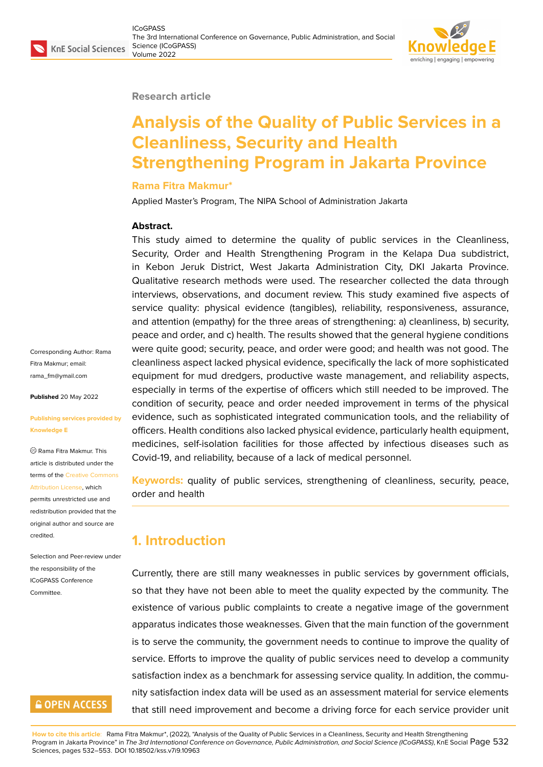Research article

# Analysis of the Quality of Public Services in a Cleanliness, Security and Health Strengthening Program in Jakarta Province

**Rama Fitra Makmur***

Applied Master's Program, The NIPA School of Administration Jakarta

**Abstract.**
This study aimed to determine the quality of public services in the Cleanliness, Security, Order and Health Strengthening Program in the Kelapa Dua subdistrict, in Kebon Jeruk District, West Jakarta Administration City, DKI Jakarta Province. Qualitative research methods were used. The researcher collected the data through interviews, observations, and document review. This study examined five aspects of service quality: physical evidence (tangibles), reliability, responsiveness, assurance, and attention (empathy) for the three areas of strengthening: a) cleanliness, b) security, peace and order, and c) health. The results showed that the general hygiene conditions were quite good; security, peace, and order were good; and health was not good. The cleanliness aspect lacked physical evidence, specifically the lack of more sophisticated equipment for mud dredgers, productive waste management, and reliability aspects, especially in terms of the expertise of officers which still needed to be improved. The condition of security, peace and order needed improvement in terms of the physical evidence, such as sophisticated integrated communication tools, and the reliability of officers. Health conditions also lacked physical evidence, particularly health equipment, medicines, self-isolation facilities for those affected by infectious diseases such as Covid-19, and reliability, because of a lack of medical personnel.

**Keywords:** quality of public services, strengthening of cleanliness, security, peace, order and health

Corresponding Author: Rama Fitra Makmur; email: rama_fm@ymail.com

**Published** 20 May 2022

**Publishing services provided by Knowledge E**

© Rama Fitra Makmur. This article is distributed under the terms of the Creative Commons Attribution License, which permits unrestricted use and redistribution provided that the original author and source are credited.

Selection and Peer-review under the responsibility of the ICoGPASS Conference Committee.

## 1. Introduction

Currently, there are still many weaknesses in public services by government officials, so that they have not been able to meet the quality expected by the community. The existence of various public complaints to create a negative image of the government apparatus indicates those weaknesses. Given that the main function of the government is to serve the community, the government needs to continue to improve the quality of service. Efforts to improve the quality of public services need to develop a community satisfaction index as a benchmark for assessing service quality. In addition, the community satisfaction index data will be used as an assessment material for service elements that still need improvement and become a driving force for each service provider unit

**How to cite this article**: Rama Fitra Makmur*, (2022), "Analysis of the Quality of Public Services in a Cleanliness, Security and Health Strengthening Program in Jakarta Province" in *The 3rd International Conference on Governance, Public Administration, and Social Science (ICoGPASS)*, KnE Social Sciences, pages 532–553. DOI 10.18502/kss.v7i9.10963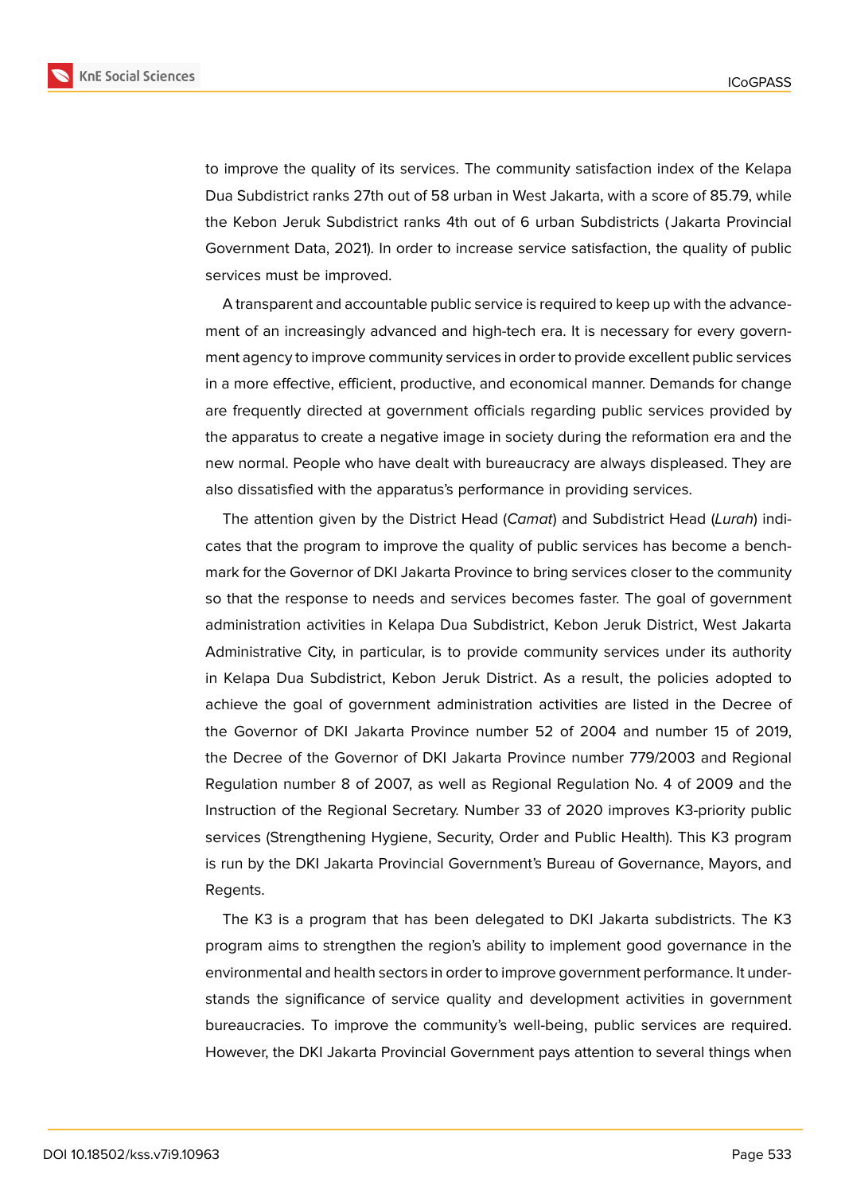to improve the quality of its services. The community satisfaction index of the Kelapa Dua Subdistrict ranks 27th out of 58 urban in West Jakarta, with a score of 85.79, while the Kebon Jeruk Subdistrict ranks 4th out of 6 urban Subdistricts (Jakarta Provincial Government Data, 2021). In order to increase service satisfaction, the quality of public services must be improved.

A transparent and accountable public service is required to keep up with the advancement of an increasingly advanced and high-tech era. It is necessary for every government agency to improve community services in order to provide excellent public services in a more effective, efficient, productive, and economical manner. Demands for change are frequently directed at government officials regarding public services provided by the apparatus to create a negative image in society during the reformation era and the new normal. People who have dealt with bureaucracy are always displeased. They are also dissatisfied with the apparatus's performance in providing services.

The attention given by the District Head (*Camat*) and Subdistrict Head (*Lurah*) indicates that the program to improve the quality of public services has become a benchmark for the Governor of DKI Jakarta Province to bring services closer to the community so that the response to needs and services becomes faster. The goal of government administration activities in Kelapa Dua Subdistrict, Kebon Jeruk District, West Jakarta Administrative City, in particular, is to provide community services under its authority in Kelapa Dua Subdistrict, Kebon Jeruk District. As a result, the policies adopted to achieve the goal of government administration activities are listed in the Decree of the Governor of DKI Jakarta Province number 52 of 2004 and number 15 of 2019, the Decree of the Governor of DKI Jakarta Province number 779/2003 and Regional Regulation number 8 of 2007, as well as Regional Regulation No. 4 of 2009 and the Instruction of the Regional Secretary. Number 33 of 2020 improves K3-priority public services (Strengthening Hygiene, Security, Order and Public Health). This K3 program is run by the DKI Jakarta Provincial Government's Bureau of Governance, Mayors, and Regents.

The K3 is a program that has been delegated to DKI Jakarta subdistricts. The K3 program aims to strengthen the region's ability to implement good governance in the environmental and health sectors in order to improve government performance. It understands the significance of service quality and development activities in government bureaucracies. To improve the community's well-being, public services are required. However, the DKI Jakarta Provincial Government pays attention to several things when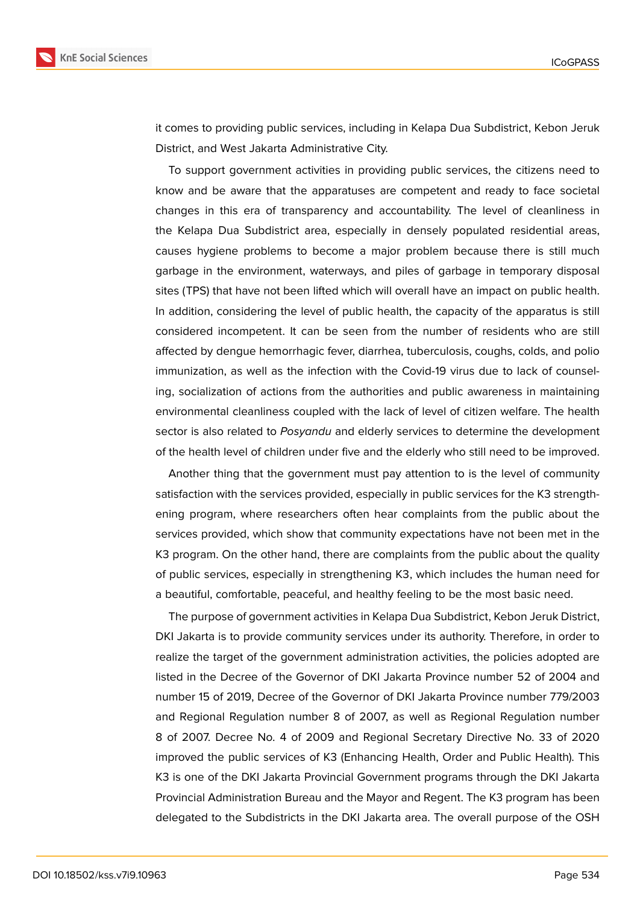it comes to providing public services, including in Kelapa Dua Subdistrict, Kebon Jeruk District, and West Jakarta Administrative City.

To support government activities in providing public services, the citizens need to know and be aware that the apparatuses are competent and ready to face societal changes in this era of transparency and accountability. The level of cleanliness in the Kelapa Dua Subdistrict area, especially in densely populated residential areas, causes hygiene problems to become a major problem because there is still much garbage in the environment, waterways, and piles of garbage in temporary disposal sites (TPS) that have not been lifted which will overall have an impact on public health. In addition, considering the level of public health, the capacity of the apparatus is still considered incompetent. It can be seen from the number of residents who are still affected by dengue hemorrhagic fever, diarrhea, tuberculosis, coughs, colds, and polio immunization, as well as the infection with the Covid-19 virus due to lack of counseling, socialization of actions from the authorities and public awareness in maintaining environmental cleanliness coupled with the lack of level of citizen welfare. The health sector is also related to *Posyandu* and elderly services to determine the development of the health level of children under five and the elderly who still need to be improved.

Another thing that the government must pay attention to is the level of community satisfaction with the services provided, especially in public services for the K3 strengthening program, where researchers often hear complaints from the public about the services provided, which show that community expectations have not been met in the K3 program. On the other hand, there are complaints from the public about the quality of public services, especially in strengthening K3, which includes the human need for a beautiful, comfortable, peaceful, and healthy feeling to be the most basic need.

The purpose of government activities in Kelapa Dua Subdistrict, Kebon Jeruk District, DKI Jakarta is to provide community services under its authority. Therefore, in order to realize the target of the government administration activities, the policies adopted are listed in the Decree of the Governor of DKI Jakarta Province number 52 of 2004 and number 15 of 2019, Decree of the Governor of DKI Jakarta Province number 779/2003 and Regional Regulation number 8 of 2007, as well as Regional Regulation number 8 of 2007. Decree No. 4 of 2009 and Regional Secretary Directive No. 33 of 2020 improved the public services of K3 (Enhancing Health, Order and Public Health). This K3 is one of the DKI Jakarta Provincial Government programs through the DKI Jakarta Provincial Administration Bureau and the Mayor and Regent. The K3 program has been delegated to the Subdistricts in the DKI Jakarta area. The overall purpose of the OSH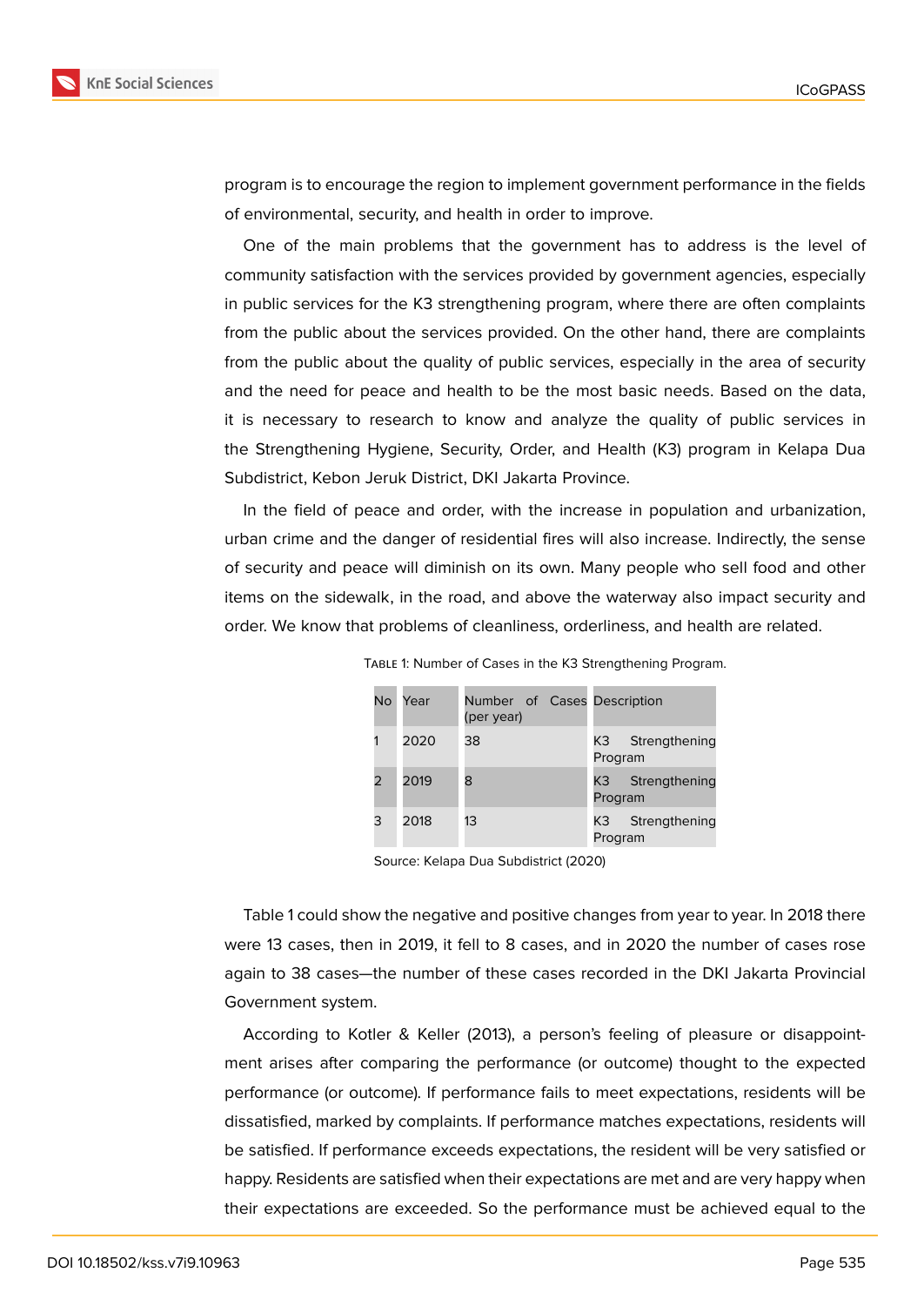program is to encourage the region to implement government performance in the fields of environmental, security, and health in order to improve.

One of the main problems that the government has to address is the level of community satisfaction with the services provided by government agencies, especially in public services for the K3 strengthening program, where there are often complaints from the public about the services provided. On the other hand, there are complaints from the public about the quality of public services, especially in the area of security and the need for peace and health to be the most basic needs. Based on the data, it is necessary to research to know and analyze the quality of public services in the Strengthening Hygiene, Security, Order, and Health (K3) program in Kelapa Dua Subdistrict, Kebon Jeruk District, DKI Jakarta Province.

In the field of peace and order, with the increase in population and urbanization, urban crime and the danger of residential fires will also increase. Indirectly, the sense of security and peace will diminish on its own. Many people who sell food and other items on the sidewalk, in the road, and above the waterway also impact security and order. We know that problems of cleanliness, orderliness, and health are related.

Table 1: Number of Cases in the K3 Strengthening Program.

| No | Year | Number of Cases (per year) | Description |
|---|---|---|---|
| 1 | 2020 | 38 | K3 Strengthening Program |
| 2 | 2019 | 8 | K3 Strengthening Program |
| 3 | 2018 | 13 | K3 Strengthening Program |

Source: Kelapa Dua Subdistrict (2020)

Table 1 could show the negative and positive changes from year to year. In 2018 there were 13 cases, then in 2019, it fell to 8 cases, and in 2020 the number of cases rose again to 38 cases—the number of these cases recorded in the DKI Jakarta Provincial Government system.

According to Kotler & Keller (2013), a person's feeling of pleasure or disappointment arises after comparing the performance (or outcome) thought to the expected performance (or outcome). If performance fails to meet expectations, residents will be dissatisfied, marked by complaints. If performance matches expectations, residents will be satisfied. If performance exceeds expectations, the resident will be very satisfied or happy. Residents are satisfied when their expectations are met and are very happy when their expectations are exceeded. So the performance must be achieved equal to the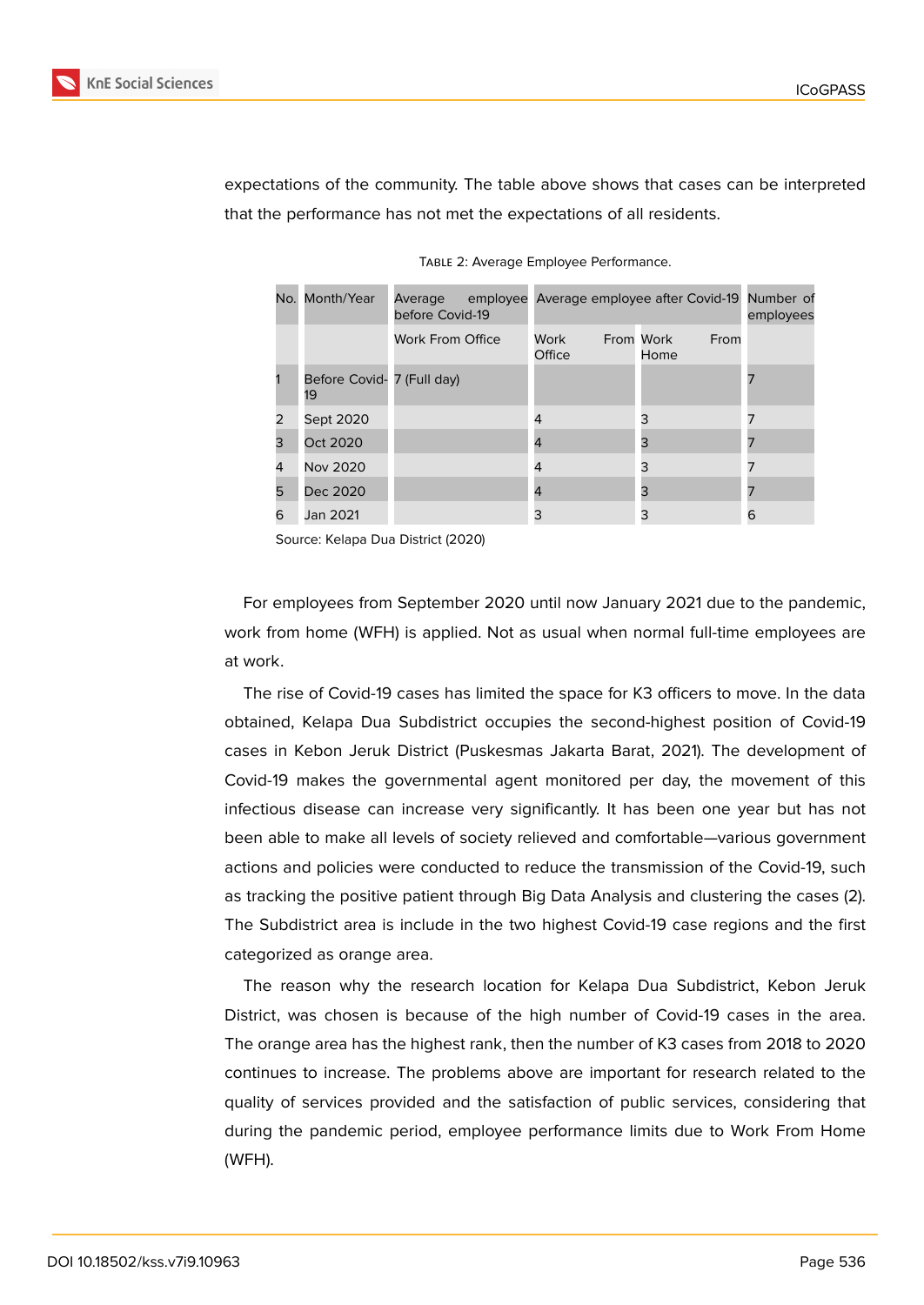expectations of the community. The table above shows that cases can be interpreted that the performance has not met the expectations of all residents.

TABLE 2: Average Employee Performance.

| No. | Month/Year | Average employee before Covid-19 | Average employee after Covid-19 | | Number of employees |
|---|---|---|---|---|---|
| | | Work From Office | Work From Office | Work From Home | |
| 1 | Before Covid-19 | 7 (Full day) | | | 7 |
| 2 | Sept 2020 | | 4 | 3 | 7 |
| 3 | Oct 2020 | | 4 | 3 | 7 |
| 4 | Nov 2020 | | 4 | 3 | 7 |
| 5 | Dec 2020 | | 4 | 3 | 7 |
| 6 | Jan 2021 | | 3 | 3 | 6 |

Source: Kelapa Dua District (2020)

For employees from September 2020 until now January 2021 due to the pandemic, work from home (WFH) is applied. Not as usual when normal full-time employees are at work.

The rise of Covid-19 cases has limited the space for K3 officers to move. In the data obtained, Kelapa Dua Subdistrict occupies the second-highest position of Covid-19 cases in Kebon Jeruk District (Puskesmas Jakarta Barat, 2021). The development of Covid-19 makes the governmental agent monitored per day, the movement of this infectious disease can increase very significantly. It has been one year but has not been able to make all levels of society relieved and comfortable—various government actions and policies were conducted to reduce the transmission of the Covid-19, such as tracking the positive patient through Big Data Analysis and clustering the cases (2). The Subdistrict area is include in the two highest Covid-19 case regions and the first categorized as orange area.

The reason why the research location for Kelapa Dua Subdistrict, Kebon Jeruk District, was chosen is because of the high number of Covid-19 cases in the area. The orange area has the highest rank, then the number of K3 cases from 2018 to 2020 continues to increase. The problems above are important for research related to the quality of services provided and the satisfaction of public services, considering that during the pandemic period, employee performance limits due to Work From Home (WFH).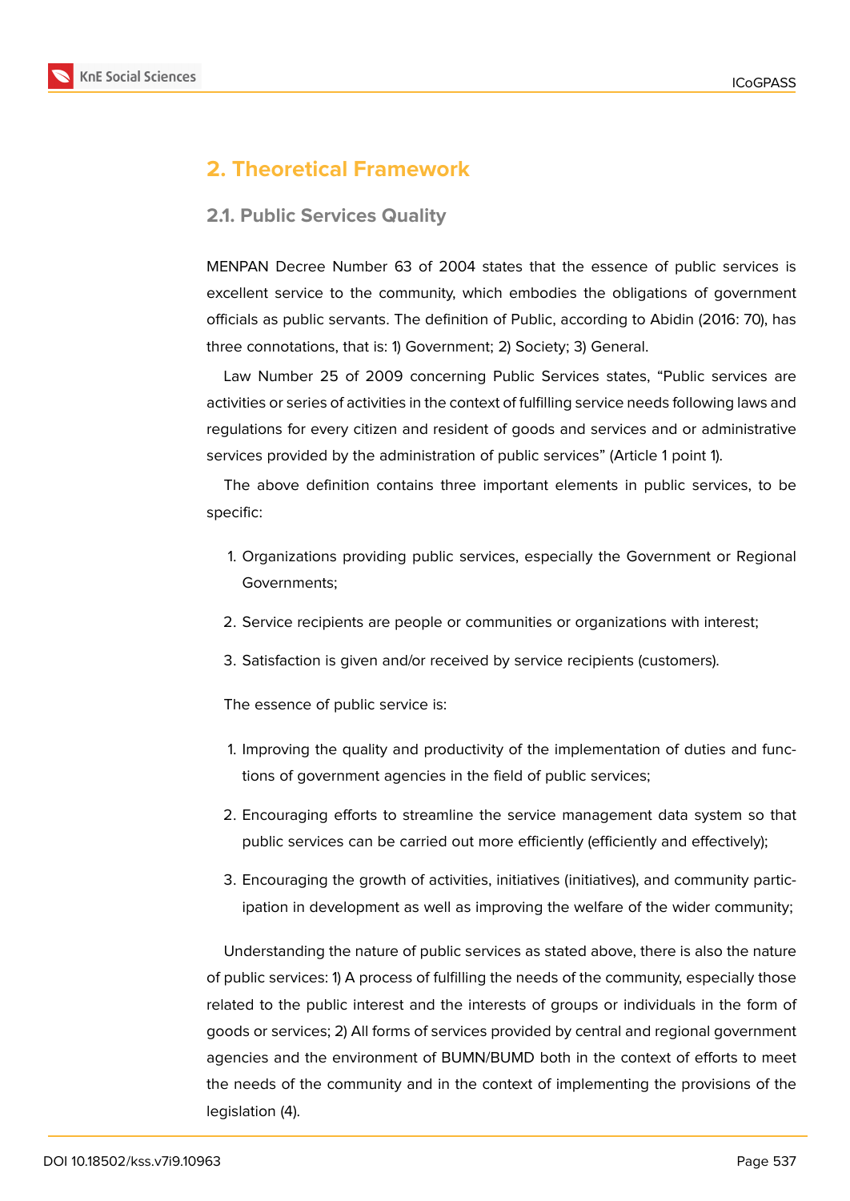## 2. Theoretical Framework

### 2.1. Public Services Quality

MENPAN Decree Number 63 of 2004 states that the essence of public services is excellent service to the community, which embodies the obligations of government officials as public servants. The definition of Public, according to Abidin (2016: 70), has three connotations, that is: 1) Government; 2) Society; 3) General.

Law Number 25 of 2009 concerning Public Services states, "Public services are activities or series of activities in the context of fulfilling service needs following laws and regulations for every citizen and resident of goods and services and or administrative services provided by the administration of public services" (Article 1 point 1).

The above definition contains three important elements in public services, to be specific:

1. Organizations providing public services, especially the Government or Regional Governments;
2. Service recipients are people or communities or organizations with interest;
3. Satisfaction is given and/or received by service recipients (customers).

The essence of public service is:

1. Improving the quality and productivity of the implementation of duties and functions of government agencies in the field of public services;
2. Encouraging efforts to streamline the service management data system so that public services can be carried out more efficiently (efficiently and effectively);
3. Encouraging the growth of activities, initiatives (initiatives), and community participation in development as well as improving the welfare of the wider community;

Understanding the nature of public services as stated above, there is also the nature of public services: 1) A process of fulfilling the needs of the community, especially those related to the public interest and the interests of groups or individuals in the form of goods or services; 2) All forms of services provided by central and regional government agencies and the environment of BUMN/BUMD both in the context of efforts to meet the needs of the community and in the context of implementing the provisions of the legislation (4).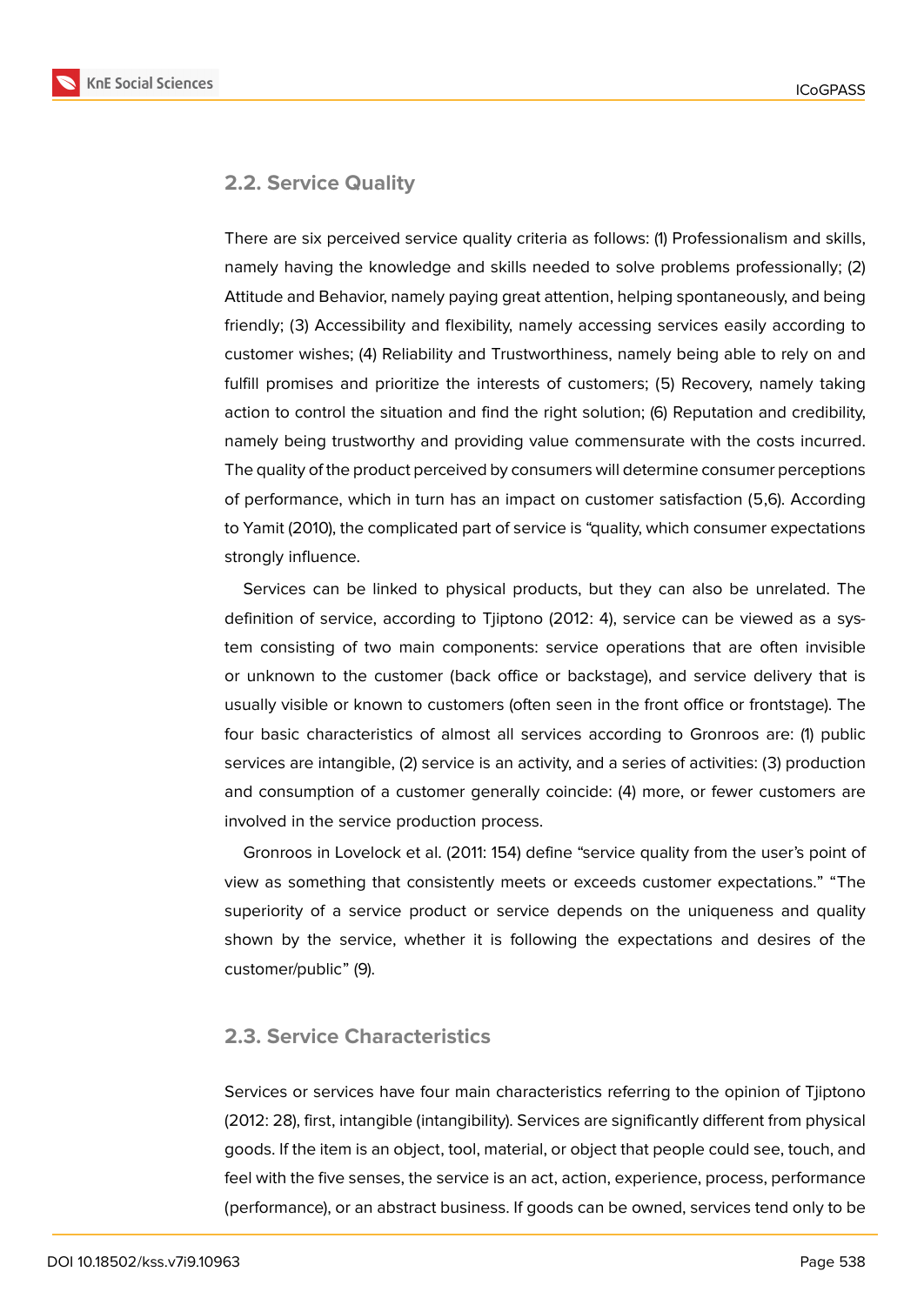## 2.2. Service Quality

There are six perceived service quality criteria as follows: (1) Professionalism and skills, namely having the knowledge and skills needed to solve problems professionally; (2) Attitude and Behavior, namely paying great attention, helping spontaneously, and being friendly; (3) Accessibility and flexibility, namely accessing services easily according to customer wishes; (4) Reliability and Trustworthiness, namely being able to rely on and fulfill promises and prioritize the interests of customers; (5) Recovery, namely taking action to control the situation and find the right solution; (6) Reputation and credibility, namely being trustworthy and providing value commensurate with the costs incurred. The quality of the product perceived by consumers will determine consumer perceptions of performance, which in turn has an impact on customer satisfaction (5,6). According to Yamit (2010), the complicated part of service is "quality, which consumer expectations strongly influence.

Services can be linked to physical products, but they can also be unrelated. The definition of service, according to Tjiptono (2012: 4), service can be viewed as a system consisting of two main components: service operations that are often invisible or unknown to the customer (back office or backstage), and service delivery that is usually visible or known to customers (often seen in the front office or frontstage). The four basic characteristics of almost all services according to Gronroos are: (1) public services are intangible, (2) service is an activity, and a series of activities: (3) production and consumption of a customer generally coincide: (4) more, or fewer customers are involved in the service production process.

Gronroos in Lovelock et al. (2011: 154) define "service quality from the user's point of view as something that consistently meets or exceeds customer expectations." "The superiority of a service product or service depends on the uniqueness and quality shown by the service, whether it is following the expectations and desires of the customer/public" (9).

## 2.3. Service Characteristics

Services or services have four main characteristics referring to the opinion of Tjiptono (2012: 28), first, intangible (intangibility). Services are significantly different from physical goods. If the item is an object, tool, material, or object that people could see, touch, and feel with the five senses, the service is an act, action, experience, process, performance (performance), or an abstract business. If goods can be owned, services tend only to be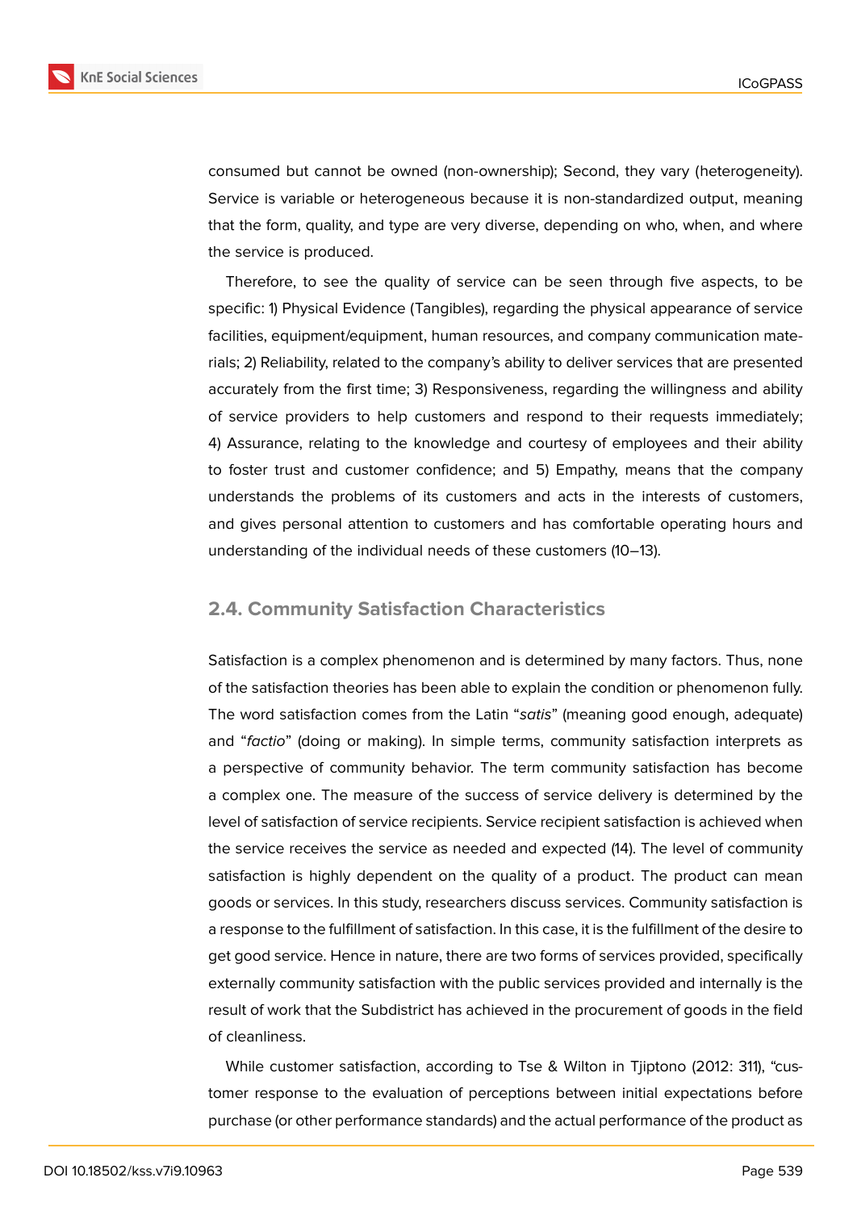consumed but cannot be owned (non-ownership); Second, they vary (heterogeneity). Service is variable or heterogeneous because it is non-standardized output, meaning that the form, quality, and type are very diverse, depending on who, when, and where the service is produced.

Therefore, to see the quality of service can be seen through five aspects, to be specific: 1) Physical Evidence (Tangibles), regarding the physical appearance of service facilities, equipment/equipment, human resources, and company communication materials; 2) Reliability, related to the company's ability to deliver services that are presented accurately from the first time; 3) Responsiveness, regarding the willingness and ability of service providers to help customers and respond to their requests immediately; 4) Assurance, relating to the knowledge and courtesy of employees and their ability to foster trust and customer confidence; and 5) Empathy, means that the company understands the problems of its customers and acts in the interests of customers, and gives personal attention to customers and has comfortable operating hours and understanding of the individual needs of these customers (10–13).

## 2.4. Community Satisfaction Characteristics

Satisfaction is a complex phenomenon and is determined by many factors. Thus, none of the satisfaction theories has been able to explain the condition or phenomenon fully. The word satisfaction comes from the Latin "*satis*" (meaning good enough, adequate) and "*factio*" (doing or making). In simple terms, community satisfaction interprets as a perspective of community behavior. The term community satisfaction has become a complex one. The measure of the success of service delivery is determined by the level of satisfaction of service recipients. Service recipient satisfaction is achieved when the service receives the service as needed and expected (14). The level of community satisfaction is highly dependent on the quality of a product. The product can mean goods or services. In this study, researchers discuss services. Community satisfaction is a response to the fulfillment of satisfaction. In this case, it is the fulfillment of the desire to get good service. Hence in nature, there are two forms of services provided, specifically externally community satisfaction with the public services provided and internally is the result of work that the Subdistrict has achieved in the procurement of goods in the field of cleanliness.

While customer satisfaction, according to Tse & Wilton in Tjiptono (2012: 311), "customer response to the evaluation of perceptions between initial expectations before purchase (or other performance standards) and the actual performance of the product as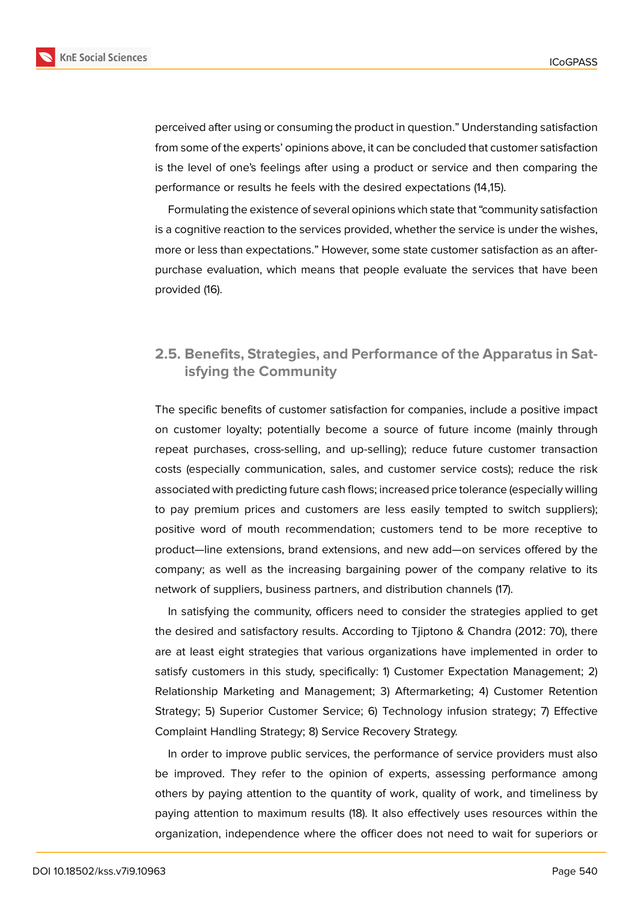perceived after using or consuming the product in question." Understanding satisfaction from some of the experts' opinions above, it can be concluded that customer satisfaction is the level of one's feelings after using a product or service and then comparing the performance or results he feels with the desired expectations (14,15).

Formulating the existence of several opinions which state that "community satisfaction is a cognitive reaction to the services provided, whether the service is under the wishes, more or less than expectations." However, some state customer satisfaction as an after-purchase evaluation, which means that people evaluate the services that have been provided (16).

## 2.5. Benefits, Strategies, and Performance of the Apparatus in Satisfying the Community

The specific benefits of customer satisfaction for companies, include a positive impact on customer loyalty; potentially become a source of future income (mainly through repeat purchases, cross-selling, and up-selling); reduce future customer transaction costs (especially communication, sales, and customer service costs); reduce the risk associated with predicting future cash flows; increased price tolerance (especially willing to pay premium prices and customers are less easily tempted to switch suppliers); positive word of mouth recommendation; customers tend to be more receptive to product—line extensions, brand extensions, and new add—on services offered by the company; as well as the increasing bargaining power of the company relative to its network of suppliers, business partners, and distribution channels (17).

In satisfying the community, officers need to consider the strategies applied to get the desired and satisfactory results. According to Tjiptono & Chandra (2012: 70), there are at least eight strategies that various organizations have implemented in order to satisfy customers in this study, specifically: 1) Customer Expectation Management; 2) Relationship Marketing and Management; 3) Aftermarketing; 4) Customer Retention Strategy; 5) Superior Customer Service; 6) Technology infusion strategy; 7) Effective Complaint Handling Strategy; 8) Service Recovery Strategy.

In order to improve public services, the performance of service providers must also be improved. They refer to the opinion of experts, assessing performance among others by paying attention to the quantity of work, quality of work, and timeliness by paying attention to maximum results (18). It also effectively uses resources within the organization, independence where the officer does not need to wait for superiors or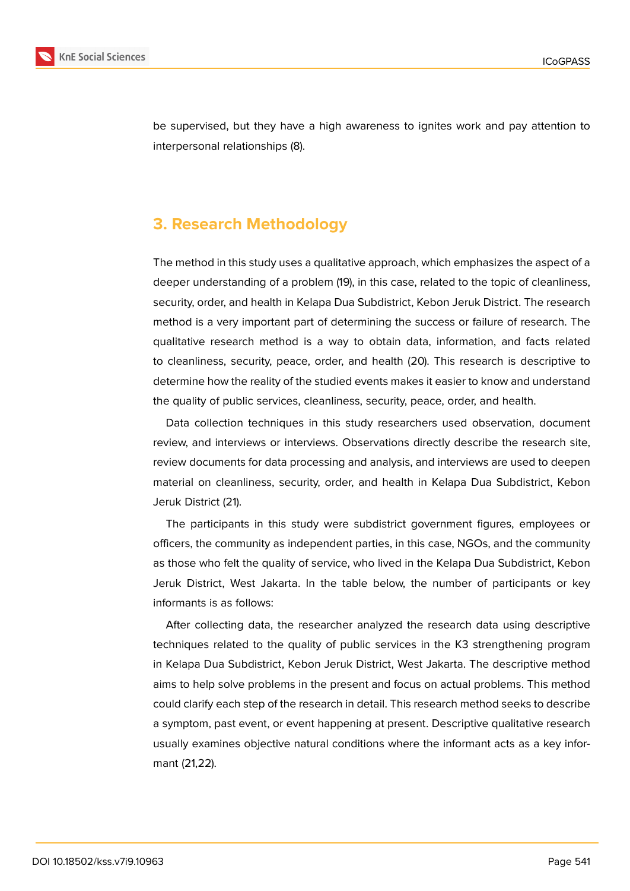be supervised, but they have a high awareness to ignites work and pay attention to interpersonal relationships (8).

## 3. Research Methodology

The method in this study uses a qualitative approach, which emphasizes the aspect of a deeper understanding of a problem (19), in this case, related to the topic of cleanliness, security, order, and health in Kelapa Dua Subdistrict, Kebon Jeruk District. The research method is a very important part of determining the success or failure of research. The qualitative research method is a way to obtain data, information, and facts related to cleanliness, security, peace, order, and health (20). This research is descriptive to determine how the reality of the studied events makes it easier to know and understand the quality of public services, cleanliness, security, peace, order, and health.

Data collection techniques in this study researchers used observation, document review, and interviews or interviews. Observations directly describe the research site, review documents for data processing and analysis, and interviews are used to deepen material on cleanliness, security, order, and health in Kelapa Dua Subdistrict, Kebon Jeruk District (21).

The participants in this study were subdistrict government figures, employees or officers, the community as independent parties, in this case, NGOs, and the community as those who felt the quality of service, who lived in the Kelapa Dua Subdistrict, Kebon Jeruk District, West Jakarta. In the table below, the number of participants or key informants is as follows:

After collecting data, the researcher analyzed the research data using descriptive techniques related to the quality of public services in the K3 strengthening program in Kelapa Dua Subdistrict, Kebon Jeruk District, West Jakarta. The descriptive method aims to help solve problems in the present and focus on actual problems. This method could clarify each step of the research in detail. This research method seeks to describe a symptom, past event, or event happening at present. Descriptive qualitative research usually examines objective natural conditions where the informant acts as a key informant (21,22).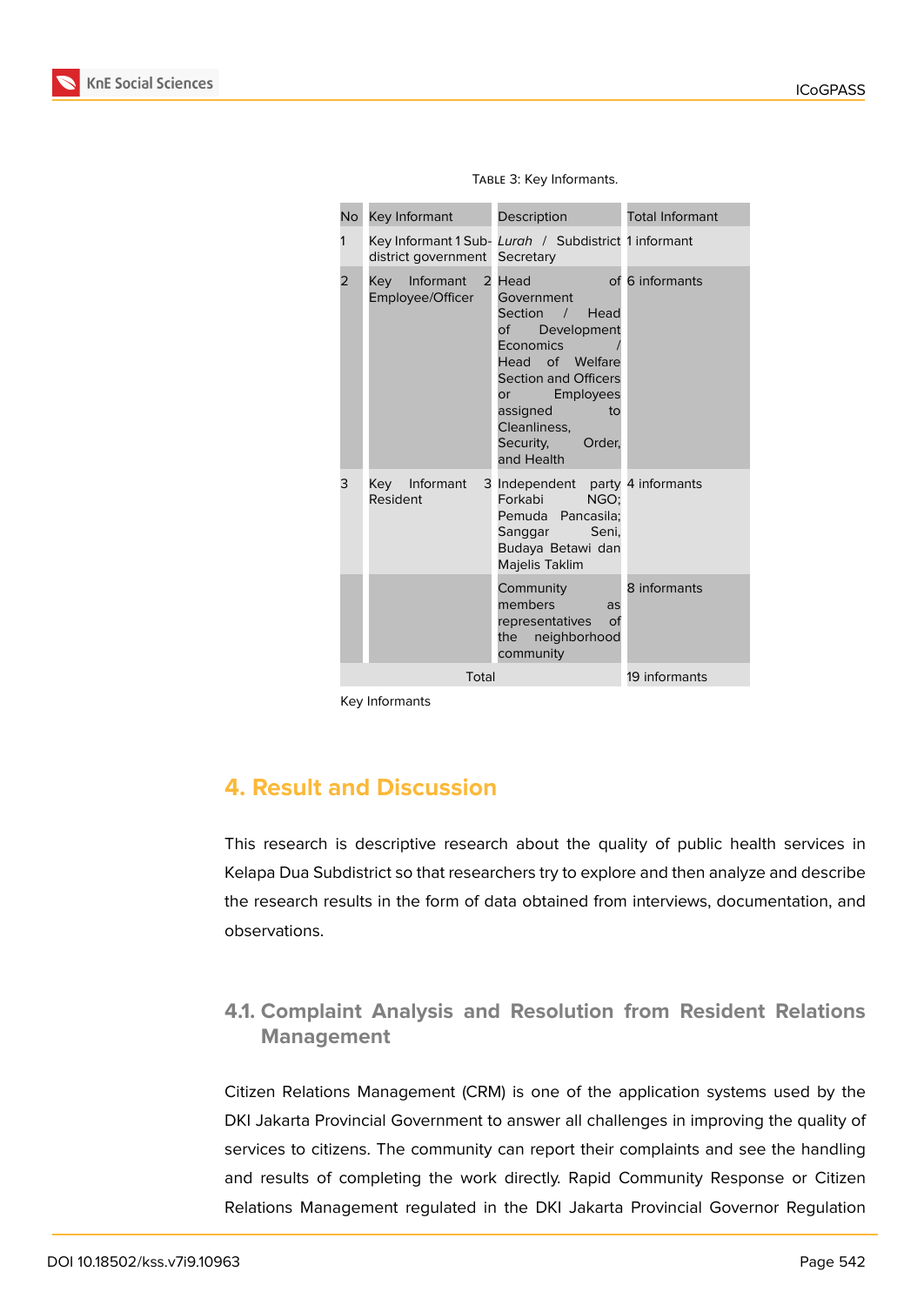Table 3: Key Informants.

| No | Key Informant | Description | Total Informant |
|---|---|---|---|
| 1 | Key Informant 1 Sub-district government | *Lurah* / Subdistrict Secretary | 1 informant |
| 2 | Key Informant 2 Employee/Officer | Head of Government Section / Head of Development Economics / Head of Welfare Section and Officers or Employees assigned to Cleanliness, Security, Order, and Health | 6 informants |
| 3 | Key Informant 3 Resident | Independent party Forkabi NGO; Pemuda Pancasila; Sanggar Seni, Budaya Betawi dan Majelis Taklim | 4 informants |
| | | Community members as representatives of the neighborhood community | 8 informants |
| | Total | | 19 informants |

Key Informants

## 4. Result and Discussion

This research is descriptive research about the quality of public health services in Kelapa Dua Subdistrict so that researchers try to explore and then analyze and describe the research results in the form of data obtained from interviews, documentation, and observations.

### 4.1. Complaint Analysis and Resolution from Resident Relations Management

Citizen Relations Management (CRM) is one of the application systems used by the DKI Jakarta Provincial Government to answer all challenges in improving the quality of services to citizens. The community can report their complaints and see the handling and results of completing the work directly. Rapid Community Response or Citizen Relations Management regulated in the DKI Jakarta Provincial Governor Regulation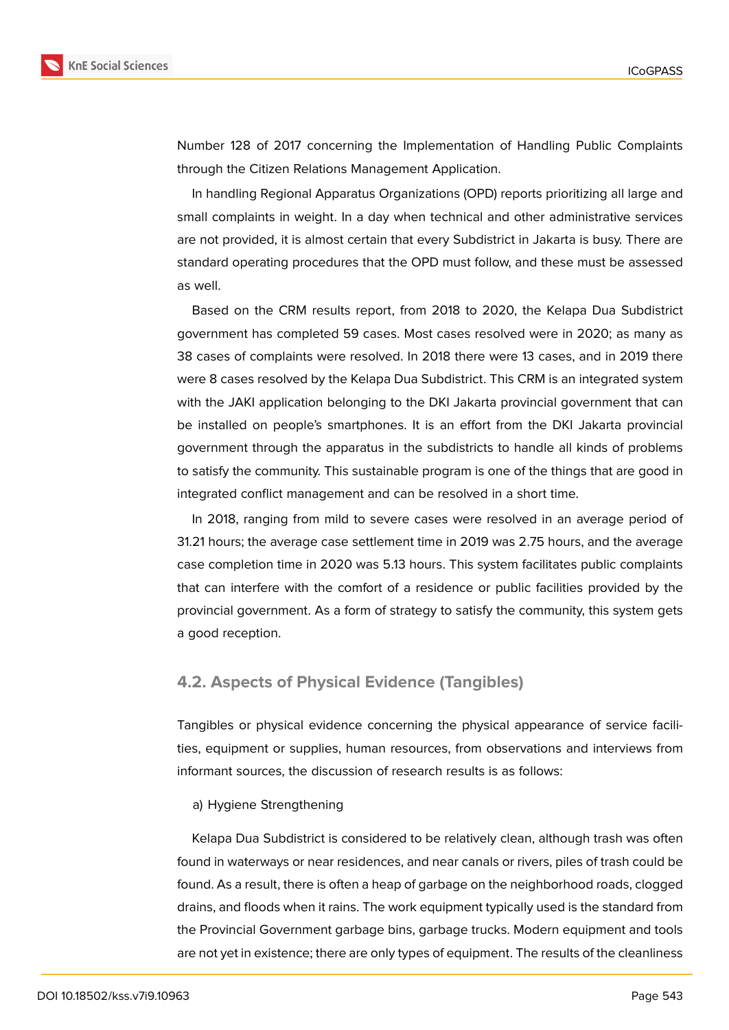Number 128 of 2017 concerning the Implementation of Handling Public Complaints through the Citizen Relations Management Application.

In handling Regional Apparatus Organizations (OPD) reports prioritizing all large and small complaints in weight. In a day when technical and other administrative services are not provided, it is almost certain that every Subdistrict in Jakarta is busy. There are standard operating procedures that the OPD must follow, and these must be assessed as well.

Based on the CRM results report, from 2018 to 2020, the Kelapa Dua Subdistrict government has completed 59 cases. Most cases resolved were in 2020; as many as 38 cases of complaints were resolved. In 2018 there were 13 cases, and in 2019 there were 8 cases resolved by the Kelapa Dua Subdistrict. This CRM is an integrated system with the JAKI application belonging to the DKI Jakarta provincial government that can be installed on people's smartphones. It is an effort from the DKI Jakarta provincial government through the apparatus in the subdistricts to handle all kinds of problems to satisfy the community. This sustainable program is one of the things that are good in integrated conflict management and can be resolved in a short time.

In 2018, ranging from mild to severe cases were resolved in an average period of 31.21 hours; the average case settlement time in 2019 was 2.75 hours, and the average case completion time in 2020 was 5.13 hours. This system facilitates public complaints that can interfere with the comfort of a residence or public facilities provided by the provincial government. As a form of strategy to satisfy the community, this system gets a good reception.

## 4.2. Aspects of Physical Evidence (Tangibles)

Tangibles or physical evidence concerning the physical appearance of service facilities, equipment or supplies, human resources, from observations and interviews from informant sources, the discussion of research results is as follows:

a) Hygiene Strengthening

Kelapa Dua Subdistrict is considered to be relatively clean, although trash was often found in waterways or near residences, and near canals or rivers, piles of trash could be found. As a result, there is often a heap of garbage on the neighborhood roads, clogged drains, and floods when it rains. The work equipment typically used is the standard from the Provincial Government garbage bins, garbage trucks. Modern equipment and tools are not yet in existence; there are only types of equipment. The results of the cleanliness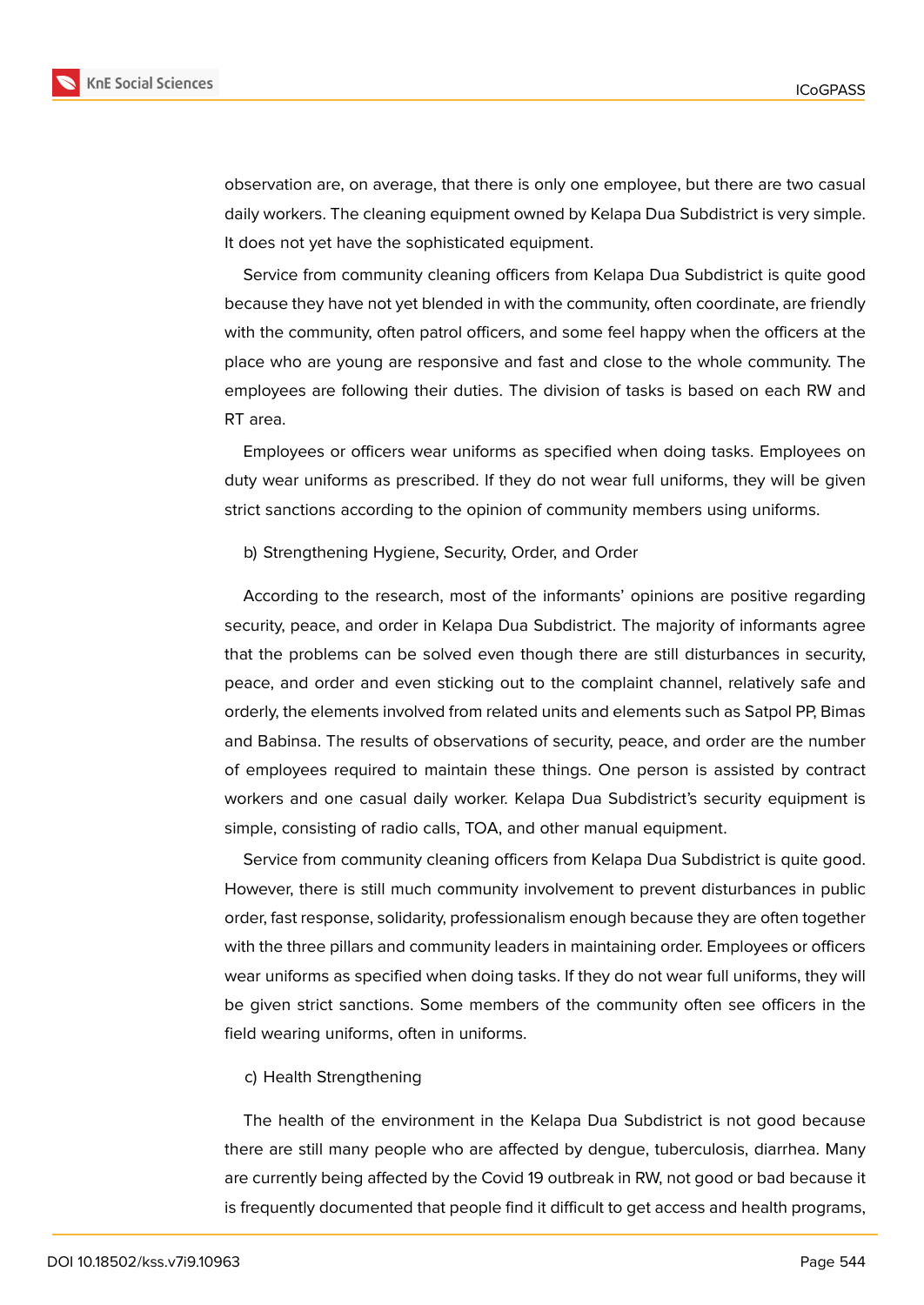observation are, on average, that there is only one employee, but there are two casual daily workers. The cleaning equipment owned by Kelapa Dua Subdistrict is very simple. It does not yet have the sophisticated equipment.

Service from community cleaning officers from Kelapa Dua Subdistrict is quite good because they have not yet blended in with the community, often coordinate, are friendly with the community, often patrol officers, and some feel happy when the officers at the place who are young are responsive and fast and close to the whole community. The employees are following their duties. The division of tasks is based on each RW and RT area.

Employees or officers wear uniforms as specified when doing tasks. Employees on duty wear uniforms as prescribed. If they do not wear full uniforms, they will be given strict sanctions according to the opinion of community members using uniforms.

b) Strengthening Hygiene, Security, Order, and Order

According to the research, most of the informants' opinions are positive regarding security, peace, and order in Kelapa Dua Subdistrict. The majority of informants agree that the problems can be solved even though there are still disturbances in security, peace, and order and even sticking out to the complaint channel, relatively safe and orderly, the elements involved from related units and elements such as Satpol PP, Bimas and Babinsa. The results of observations of security, peace, and order are the number of employees required to maintain these things. One person is assisted by contract workers and one casual daily worker. Kelapa Dua Subdistrict's security equipment is simple, consisting of radio calls, TOA, and other manual equipment.

Service from community cleaning officers from Kelapa Dua Subdistrict is quite good. However, there is still much community involvement to prevent disturbances in public order, fast response, solidarity, professionalism enough because they are often together with the three pillars and community leaders in maintaining order. Employees or officers wear uniforms as specified when doing tasks. If they do not wear full uniforms, they will be given strict sanctions. Some members of the community often see officers in the field wearing uniforms, often in uniforms.

c) Health Strengthening

The health of the environment in the Kelapa Dua Subdistrict is not good because there are still many people who are affected by dengue, tuberculosis, diarrhea. Many are currently being affected by the Covid 19 outbreak in RW, not good or bad because it is frequently documented that people find it difficult to get access and health programs,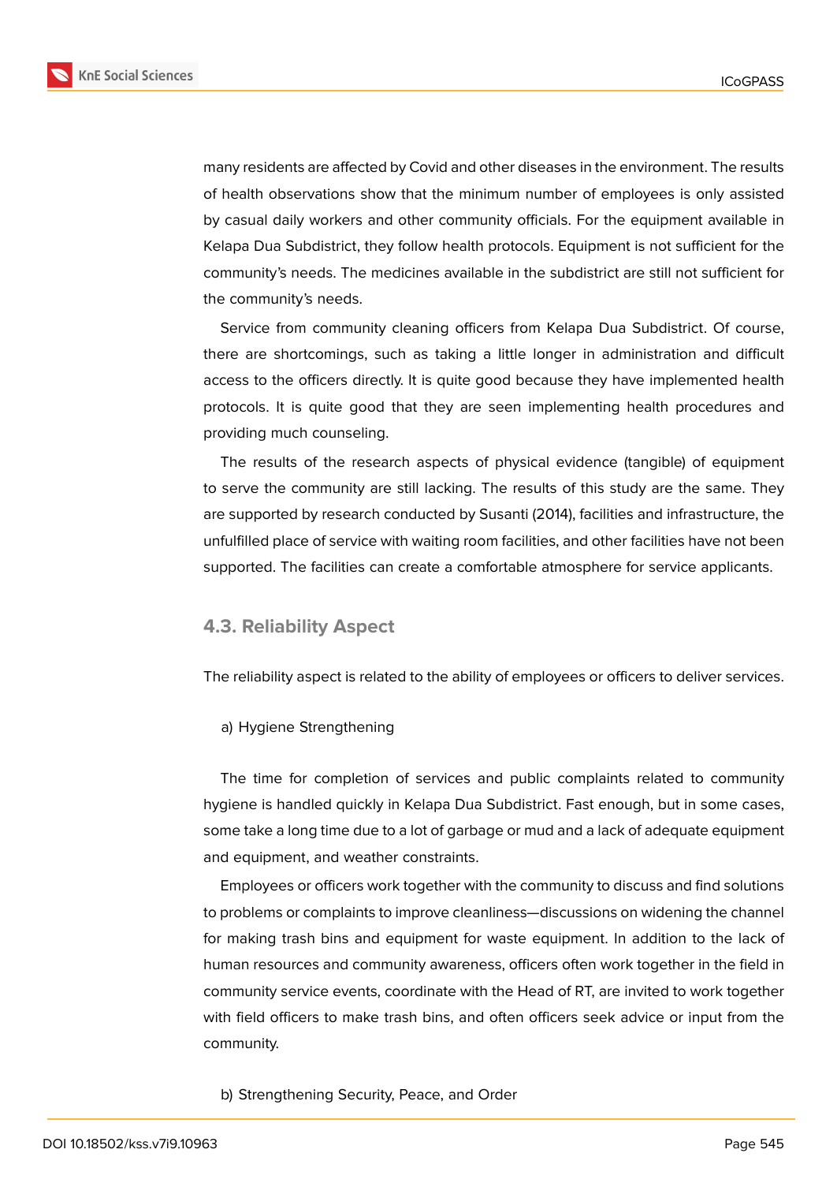many residents are affected by Covid and other diseases in the environment. The results of health observations show that the minimum number of employees is only assisted by casual daily workers and other community officials. For the equipment available in Kelapa Dua Subdistrict, they follow health protocols. Equipment is not sufficient for the community's needs. The medicines available in the subdistrict are still not sufficient for the community's needs.

Service from community cleaning officers from Kelapa Dua Subdistrict. Of course, there are shortcomings, such as taking a little longer in administration and difficult access to the officers directly. It is quite good because they have implemented health protocols. It is quite good that they are seen implementing health procedures and providing much counseling.

The results of the research aspects of physical evidence (tangible) of equipment to serve the community are still lacking. The results of this study are the same. They are supported by research conducted by Susanti (2014), facilities and infrastructure, the unfulfilled place of service with waiting room facilities, and other facilities have not been supported. The facilities can create a comfortable atmosphere for service applicants.

### 4.3. Reliability Aspect

The reliability aspect is related to the ability of employees or officers to deliver services.

a) Hygiene Strengthening

The time for completion of services and public complaints related to community hygiene is handled quickly in Kelapa Dua Subdistrict. Fast enough, but in some cases, some take a long time due to a lot of garbage or mud and a lack of adequate equipment and equipment, and weather constraints.

Employees or officers work together with the community to discuss and find solutions to problems or complaints to improve cleanliness—discussions on widening the channel for making trash bins and equipment for waste equipment. In addition to the lack of human resources and community awareness, officers often work together in the field in community service events, coordinate with the Head of RT, are invited to work together with field officers to make trash bins, and often officers seek advice or input from the community.

b) Strengthening Security, Peace, and Order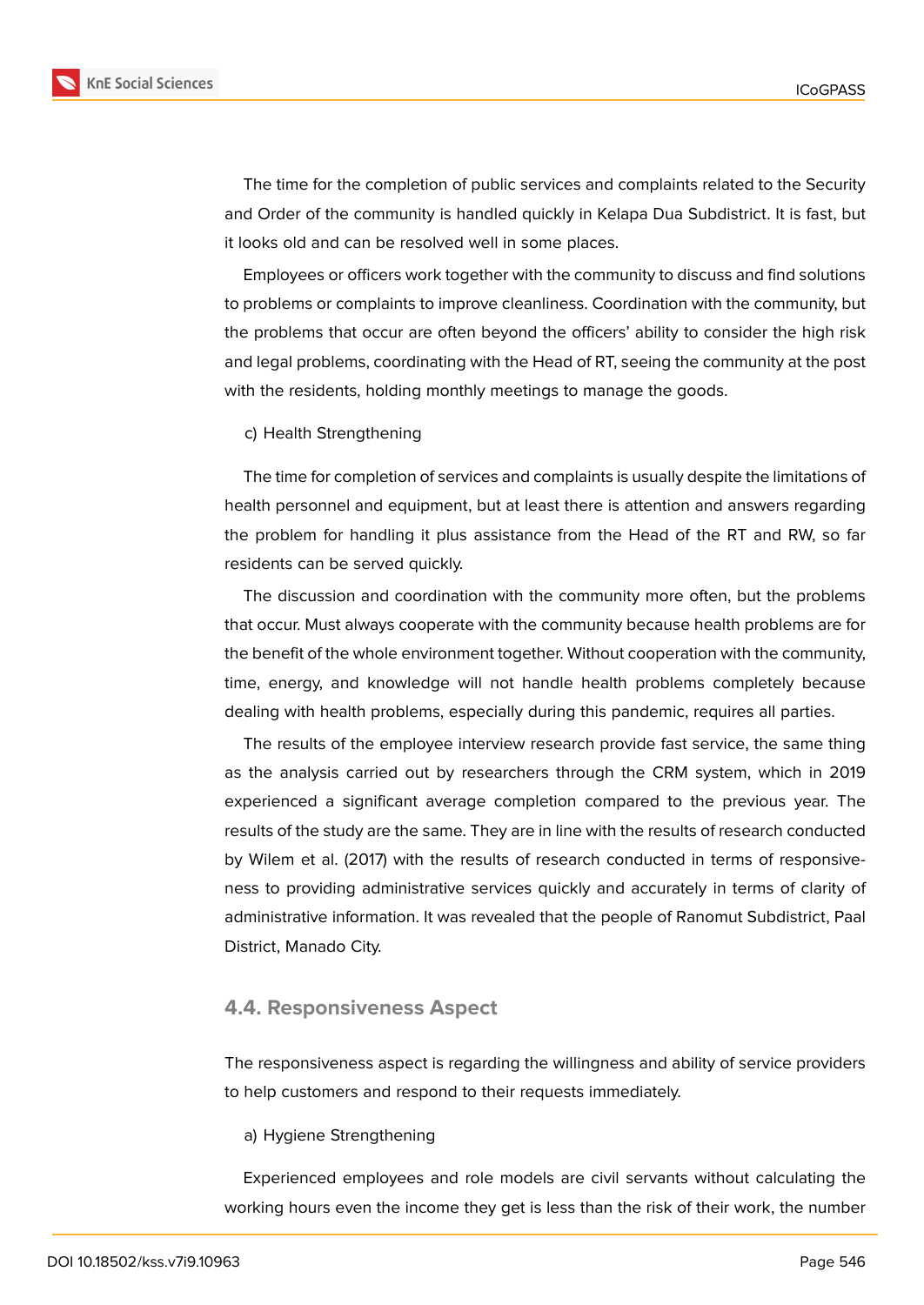The time for the completion of public services and complaints related to the Security and Order of the community is handled quickly in Kelapa Dua Subdistrict. It is fast, but it looks old and can be resolved well in some places.

Employees or officers work together with the community to discuss and find solutions to problems or complaints to improve cleanliness. Coordination with the community, but the problems that occur are often beyond the officers' ability to consider the high risk and legal problems, coordinating with the Head of RT, seeing the community at the post with the residents, holding monthly meetings to manage the goods.

c) Health Strengthening

The time for completion of services and complaints is usually despite the limitations of health personnel and equipment, but at least there is attention and answers regarding the problem for handling it plus assistance from the Head of the RT and RW, so far residents can be served quickly.

The discussion and coordination with the community more often, but the problems that occur. Must always cooperate with the community because health problems are for the benefit of the whole environment together. Without cooperation with the community, time, energy, and knowledge will not handle health problems completely because dealing with health problems, especially during this pandemic, requires all parties.

The results of the employee interview research provide fast service, the same thing as the analysis carried out by researchers through the CRM system, which in 2019 experienced a significant average completion compared to the previous year. The results of the study are the same. They are in line with the results of research conducted by Wilem et al. (2017) with the results of research conducted in terms of responsiveness to providing administrative services quickly and accurately in terms of clarity of administrative information. It was revealed that the people of Ranomut Subdistrict, Paal District, Manado City.

## 4.4. Responsiveness Aspect

The responsiveness aspect is regarding the willingness and ability of service providers to help customers and respond to their requests immediately.

a) Hygiene Strengthening

Experienced employees and role models are civil servants without calculating the working hours even the income they get is less than the risk of their work, the number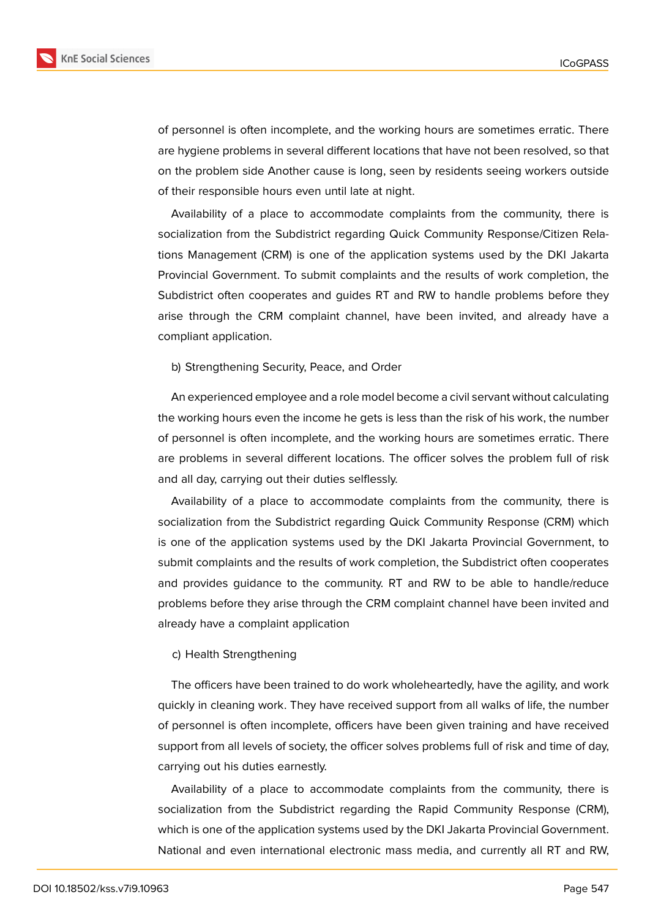of personnel is often incomplete, and the working hours are sometimes erratic. There are hygiene problems in several different locations that have not been resolved, so that on the problem side Another cause is long, seen by residents seeing workers outside of their responsible hours even until late at night.

Availability of a place to accommodate complaints from the community, there is socialization from the Subdistrict regarding Quick Community Response/Citizen Relations Management (CRM) is one of the application systems used by the DKI Jakarta Provincial Government. To submit complaints and the results of work completion, the Subdistrict often cooperates and guides RT and RW to handle problems before they arise through the CRM complaint channel, have been invited, and already have a compliant application.

b) Strengthening Security, Peace, and Order

An experienced employee and a role model become a civil servant without calculating the working hours even the income he gets is less than the risk of his work, the number of personnel is often incomplete, and the working hours are sometimes erratic. There are problems in several different locations. The officer solves the problem full of risk and all day, carrying out their duties selflessly.

Availability of a place to accommodate complaints from the community, there is socialization from the Subdistrict regarding Quick Community Response (CRM) which is one of the application systems used by the DKI Jakarta Provincial Government, to submit complaints and the results of work completion, the Subdistrict often cooperates and provides guidance to the community. RT and RW to be able to handle/reduce problems before they arise through the CRM complaint channel have been invited and already have a complaint application

c) Health Strengthening

The officers have been trained to do work wholeheartedly, have the agility, and work quickly in cleaning work. They have received support from all walks of life, the number of personnel is often incomplete, officers have been given training and have received support from all levels of society, the officer solves problems full of risk and time of day, carrying out his duties earnestly.

Availability of a place to accommodate complaints from the community, there is socialization from the Subdistrict regarding the Rapid Community Response (CRM), which is one of the application systems used by the DKI Jakarta Provincial Government. National and even international electronic mass media, and currently all RT and RW,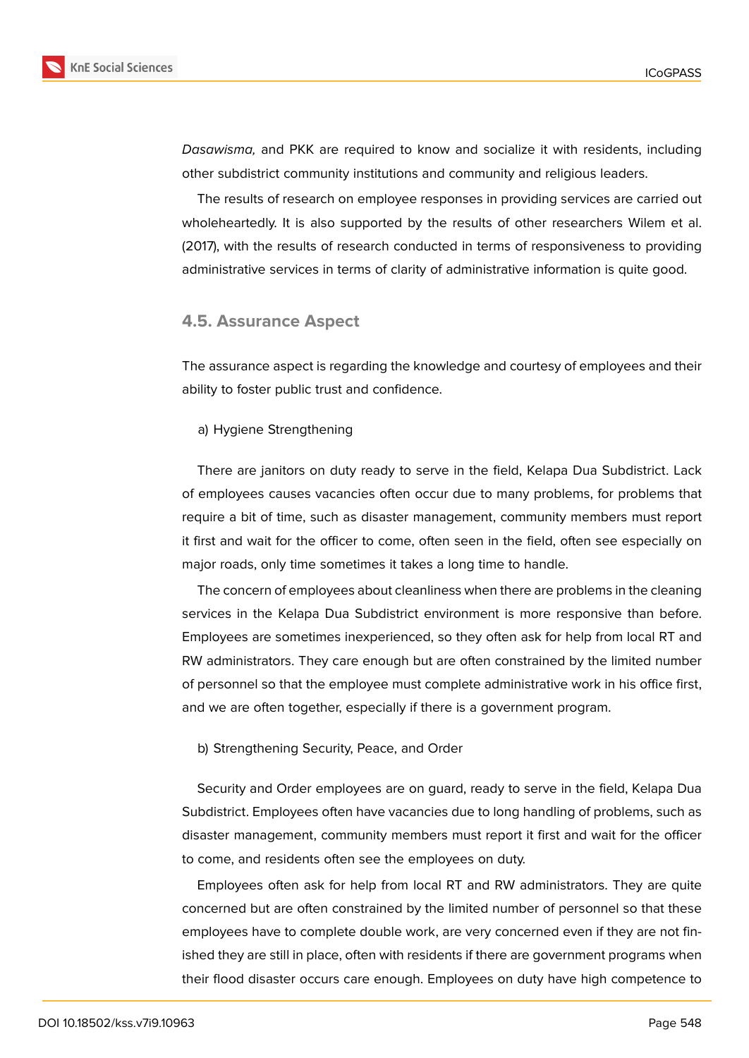*Dasawisma,* and PKK are required to know and socialize it with residents, including other subdistrict community institutions and community and religious leaders.

The results of research on employee responses in providing services are carried out wholeheartedly. It is also supported by the results of other researchers Wilem et al. (2017), with the results of research conducted in terms of responsiveness to providing administrative services in terms of clarity of administrative information is quite good.

### 4.5. Assurance Aspect

The assurance aspect is regarding the knowledge and courtesy of employees and their ability to foster public trust and confidence.

a) Hygiene Strengthening

There are janitors on duty ready to serve in the field, Kelapa Dua Subdistrict. Lack of employees causes vacancies often occur due to many problems, for problems that require a bit of time, such as disaster management, community members must report it first and wait for the officer to come, often seen in the field, often see especially on major roads, only time sometimes it takes a long time to handle.

The concern of employees about cleanliness when there are problems in the cleaning services in the Kelapa Dua Subdistrict environment is more responsive than before. Employees are sometimes inexperienced, so they often ask for help from local RT and RW administrators. They care enough but are often constrained by the limited number of personnel so that the employee must complete administrative work in his office first, and we are often together, especially if there is a government program.

b) Strengthening Security, Peace, and Order

Security and Order employees are on guard, ready to serve in the field, Kelapa Dua Subdistrict. Employees often have vacancies due to long handling of problems, such as disaster management, community members must report it first and wait for the officer to come, and residents often see the employees on duty.

Employees often ask for help from local RT and RW administrators. They are quite concerned but are often constrained by the limited number of personnel so that these employees have to complete double work, are very concerned even if they are not finished they are still in place, often with residents if there are government programs when their flood disaster occurs care enough. Employees on duty have high competence to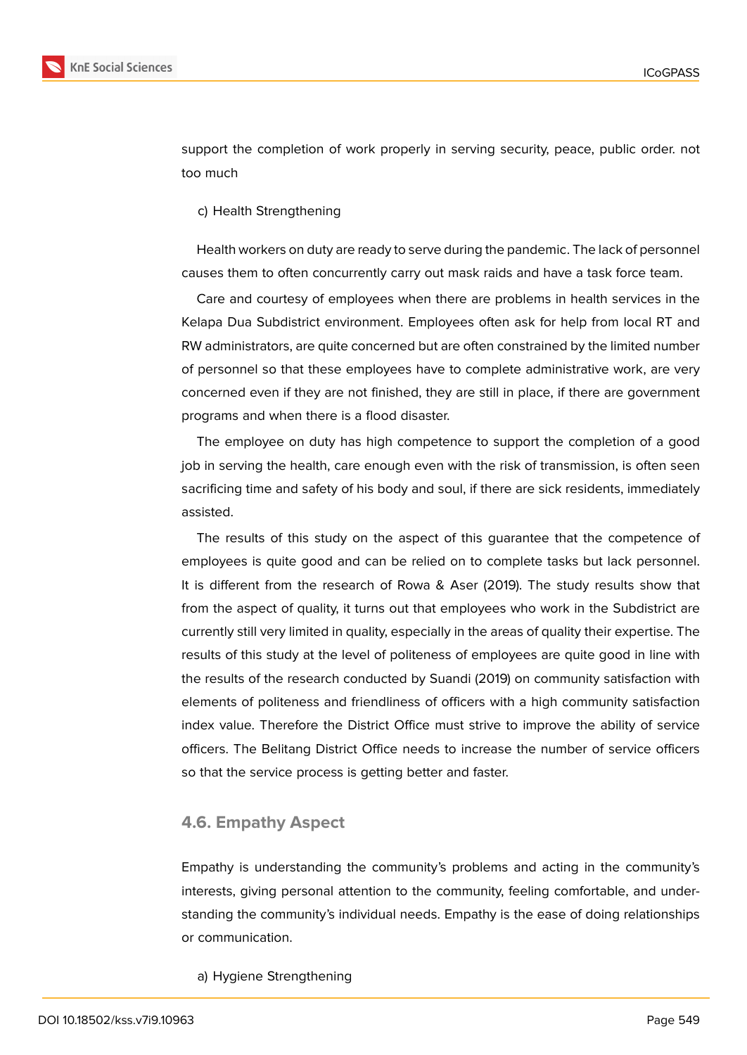support the completion of work properly in serving security, peace, public order. not too much

c) Health Strengthening

Health workers on duty are ready to serve during the pandemic. The lack of personnel causes them to often concurrently carry out mask raids and have a task force team.

Care and courtesy of employees when there are problems in health services in the Kelapa Dua Subdistrict environment. Employees often ask for help from local RT and RW administrators, are quite concerned but are often constrained by the limited number of personnel so that these employees have to complete administrative work, are very concerned even if they are not finished, they are still in place, if there are government programs and when there is a flood disaster.

The employee on duty has high competence to support the completion of a good job in serving the health, care enough even with the risk of transmission, is often seen sacrificing time and safety of his body and soul, if there are sick residents, immediately assisted.

The results of this study on the aspect of this guarantee that the competence of employees is quite good and can be relied on to complete tasks but lack personnel. It is different from the research of Rowa & Aser (2019). The study results show that from the aspect of quality, it turns out that employees who work in the Subdistrict are currently still very limited in quality, especially in the areas of quality their expertise. The results of this study at the level of politeness of employees are quite good in line with the results of the research conducted by Suandi (2019) on community satisfaction with elements of politeness and friendliness of officers with a high community satisfaction index value. Therefore the District Office must strive to improve the ability of service officers. The Belitang District Office needs to increase the number of service officers so that the service process is getting better and faster.

### 4.6. Empathy Aspect

Empathy is understanding the community's problems and acting in the community's interests, giving personal attention to the community, feeling comfortable, and understanding the community's individual needs. Empathy is the ease of doing relationships or communication.

a) Hygiene Strengthening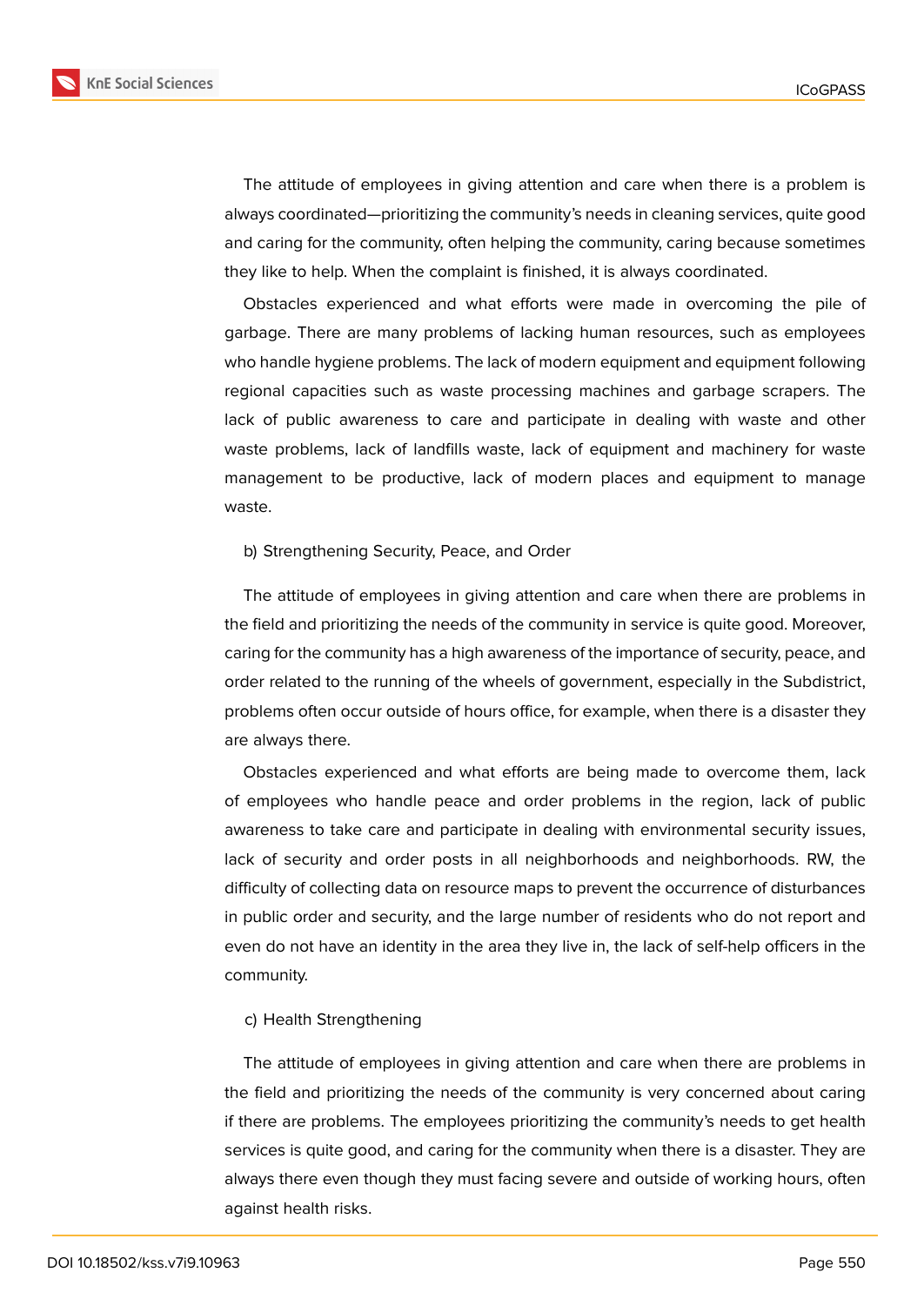The attitude of employees in giving attention and care when there is a problem is always coordinated—prioritizing the community's needs in cleaning services, quite good and caring for the community, often helping the community, caring because sometimes they like to help. When the complaint is finished, it is always coordinated.

Obstacles experienced and what efforts were made in overcoming the pile of garbage. There are many problems of lacking human resources, such as employees who handle hygiene problems. The lack of modern equipment and equipment following regional capacities such as waste processing machines and garbage scrapers. The lack of public awareness to care and participate in dealing with waste and other waste problems, lack of landfills waste, lack of equipment and machinery for waste management to be productive, lack of modern places and equipment to manage waste.

b) Strengthening Security, Peace, and Order

The attitude of employees in giving attention and care when there are problems in the field and prioritizing the needs of the community in service is quite good. Moreover, caring for the community has a high awareness of the importance of security, peace, and order related to the running of the wheels of government, especially in the Subdistrict, problems often occur outside of hours office, for example, when there is a disaster they are always there.

Obstacles experienced and what efforts are being made to overcome them, lack of employees who handle peace and order problems in the region, lack of public awareness to take care and participate in dealing with environmental security issues, lack of security and order posts in all neighborhoods and neighborhoods. RW, the difficulty of collecting data on resource maps to prevent the occurrence of disturbances in public order and security, and the large number of residents who do not report and even do not have an identity in the area they live in, the lack of self-help officers in the community.

c) Health Strengthening

The attitude of employees in giving attention and care when there are problems in the field and prioritizing the needs of the community is very concerned about caring if there are problems. The employees prioritizing the community's needs to get health services is quite good, and caring for the community when there is a disaster. They are always there even though they must facing severe and outside of working hours, often against health risks.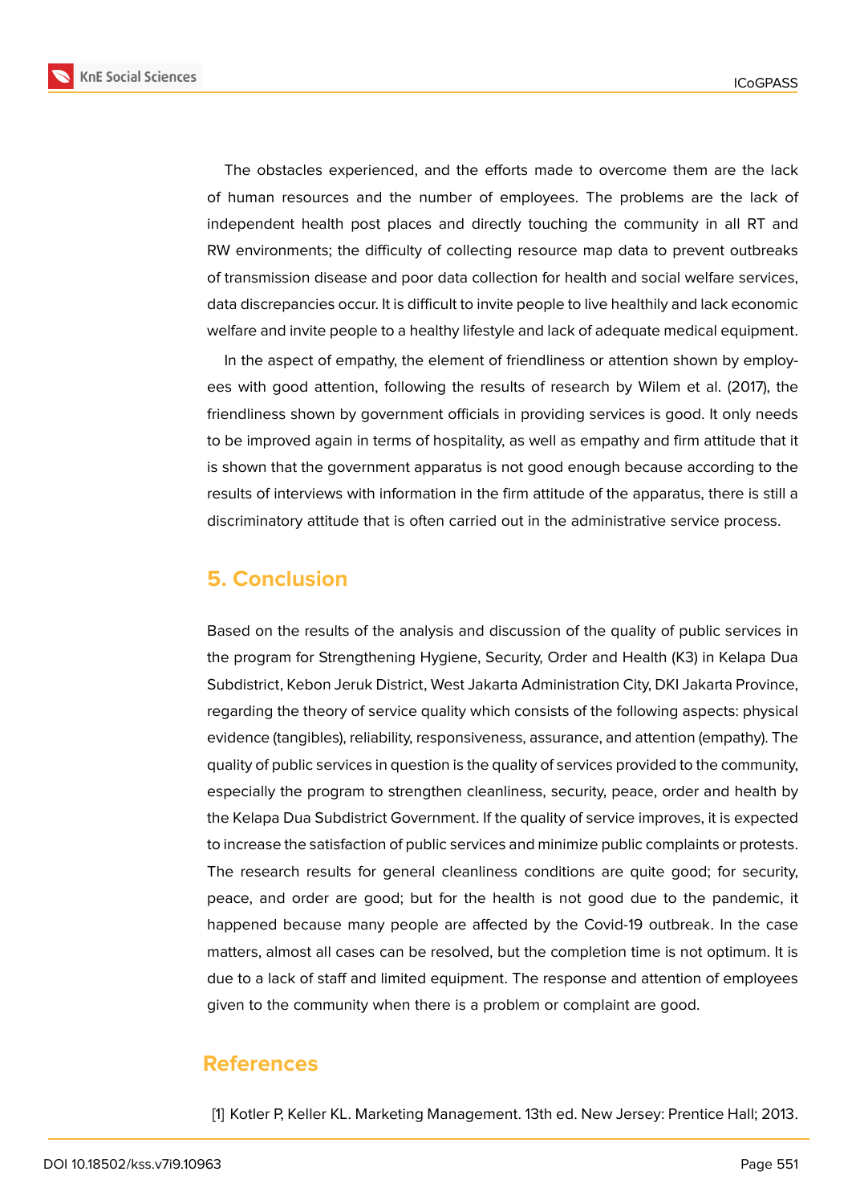The obstacles experienced, and the efforts made to overcome them are the lack of human resources and the number of employees. The problems are the lack of independent health post places and directly touching the community in all RT and RW environments; the difficulty of collecting resource map data to prevent outbreaks of transmission disease and poor data collection for health and social welfare services, data discrepancies occur. It is difficult to invite people to live healthily and lack economic welfare and invite people to a healthy lifestyle and lack of adequate medical equipment.

In the aspect of empathy, the element of friendliness or attention shown by employees with good attention, following the results of research by Wilem et al. (2017), the friendliness shown by government officials in providing services is good. It only needs to be improved again in terms of hospitality, as well as empathy and firm attitude that it is shown that the government apparatus is not good enough because according to the results of interviews with information in the firm attitude of the apparatus, there is still a discriminatory attitude that is often carried out in the administrative service process.

## 5. Conclusion

Based on the results of the analysis and discussion of the quality of public services in the program for Strengthening Hygiene, Security, Order and Health (K3) in Kelapa Dua Subdistrict, Kebon Jeruk District, West Jakarta Administration City, DKI Jakarta Province, regarding the theory of service quality which consists of the following aspects: physical evidence (tangibles), reliability, responsiveness, assurance, and attention (empathy). The quality of public services in question is the quality of services provided to the community, especially the program to strengthen cleanliness, security, peace, order and health by the Kelapa Dua Subdistrict Government. If the quality of service improves, it is expected to increase the satisfaction of public services and minimize public complaints or protests. The research results for general cleanliness conditions are quite good; for security, peace, and order are good; but for the health is not good due to the pandemic, it happened because many people are affected by the Covid-19 outbreak. In the case matters, almost all cases can be resolved, but the completion time is not optimum. It is due to a lack of staff and limited equipment. The response and attention of employees given to the community when there is a problem or complaint are good.

## References

[1] Kotler P, Keller KL. Marketing Management. 13th ed. New Jersey: Prentice Hall; 2013.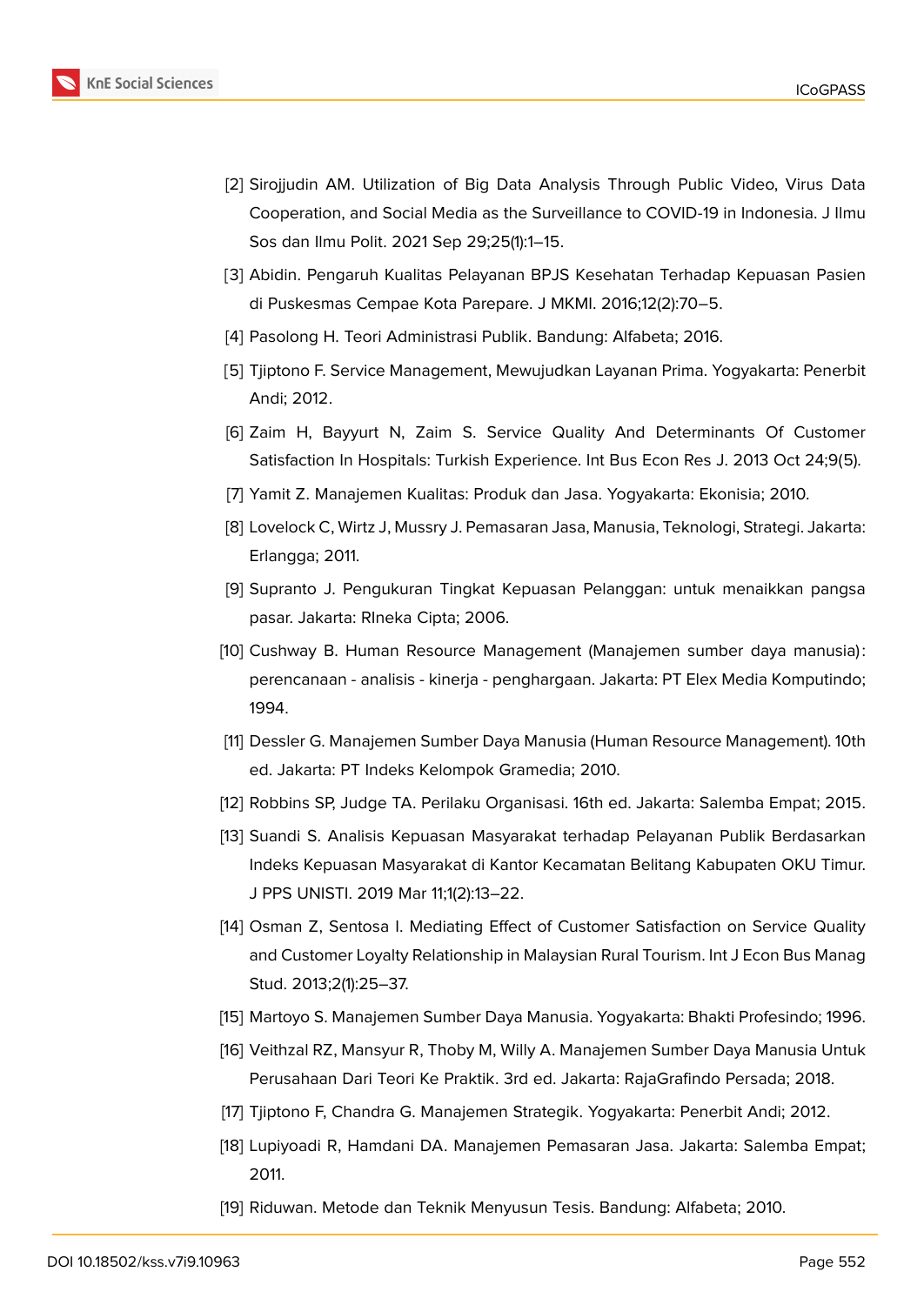[2] Sirojjudin AM. Utilization of Big Data Analysis Through Public Video, Virus Data Cooperation, and Social Media as the Surveillance to COVID-19 in Indonesia. J Ilmu Sos dan Ilmu Polit. 2021 Sep 29;25(1):1–15.

[3] Abidin. Pengaruh Kualitas Pelayanan BPJS Kesehatan Terhadap Kepuasan Pasien di Puskesmas Cempae Kota Parepare. J MKMI. 2016;12(2):70–5.

[4] Pasolong H. Teori Administrasi Publik. Bandung: Alfabeta; 2016.

[5] Tjiptono F. Service Management, Mewujudkan Layanan Prima. Yogyakarta: Penerbit Andi; 2012.

[6] Zaim H, Bayyurt N, Zaim S. Service Quality And Determinants Of Customer Satisfaction In Hospitals: Turkish Experience. Int Bus Econ Res J. 2013 Oct 24;9(5).

[7] Yamit Z. Manajemen Kualitas: Produk dan Jasa. Yogyakarta: Ekonisia; 2010.

[8] Lovelock C, Wirtz J, Mussry J. Pemasaran Jasa, Manusia, Teknologi, Strategi. Jakarta: Erlangga; 2011.

[9] Supranto J. Pengukuran Tingkat Kepuasan Pelanggan: untuk menaikkan pangsa pasar. Jakarta: RIneka Cipta; 2006.

[10] Cushway B. Human Resource Management (Manajemen sumber daya manusia): perencanaan - analisis - kinerja - penghargaan. Jakarta: PT Elex Media Komputindo; 1994.

[11] Dessler G. Manajemen Sumber Daya Manusia (Human Resource Management). 10th ed. Jakarta: PT Indeks Kelompok Gramedia; 2010.

[12] Robbins SP, Judge TA. Perilaku Organisasi. 16th ed. Jakarta: Salemba Empat; 2015.

[13] Suandi S. Analisis Kepuasan Masyarakat terhadap Pelayanan Publik Berdasarkan Indeks Kepuasan Masyarakat di Kantor Kecamatan Belitang Kabupaten OKU Timur. J PPS UNISTI. 2019 Mar 11;1(2):13–22.

[14] Osman Z, Sentosa I. Mediating Effect of Customer Satisfaction on Service Quality and Customer Loyalty Relationship in Malaysian Rural Tourism. Int J Econ Bus Manag Stud. 2013;2(1):25–37.

[15] Martoyo S. Manajemen Sumber Daya Manusia. Yogyakarta: Bhakti Profesindo; 1996.

[16] Veithzal RZ, Mansyur R, Thoby M, Willy A. Manajemen Sumber Daya Manusia Untuk Perusahaan Dari Teori Ke Praktik. 3rd ed. Jakarta: RajaGrafindo Persada; 2018.

[17] Tjiptono F, Chandra G. Manajemen Strategik. Yogyakarta: Penerbit Andi; 2012.

[18] Lupiyoadi R, Hamdani DA. Manajemen Pemasaran Jasa. Jakarta: Salemba Empat; 2011.

[19] Riduwan. Metode dan Teknik Menyusun Tesis. Bandung: Alfabeta; 2010.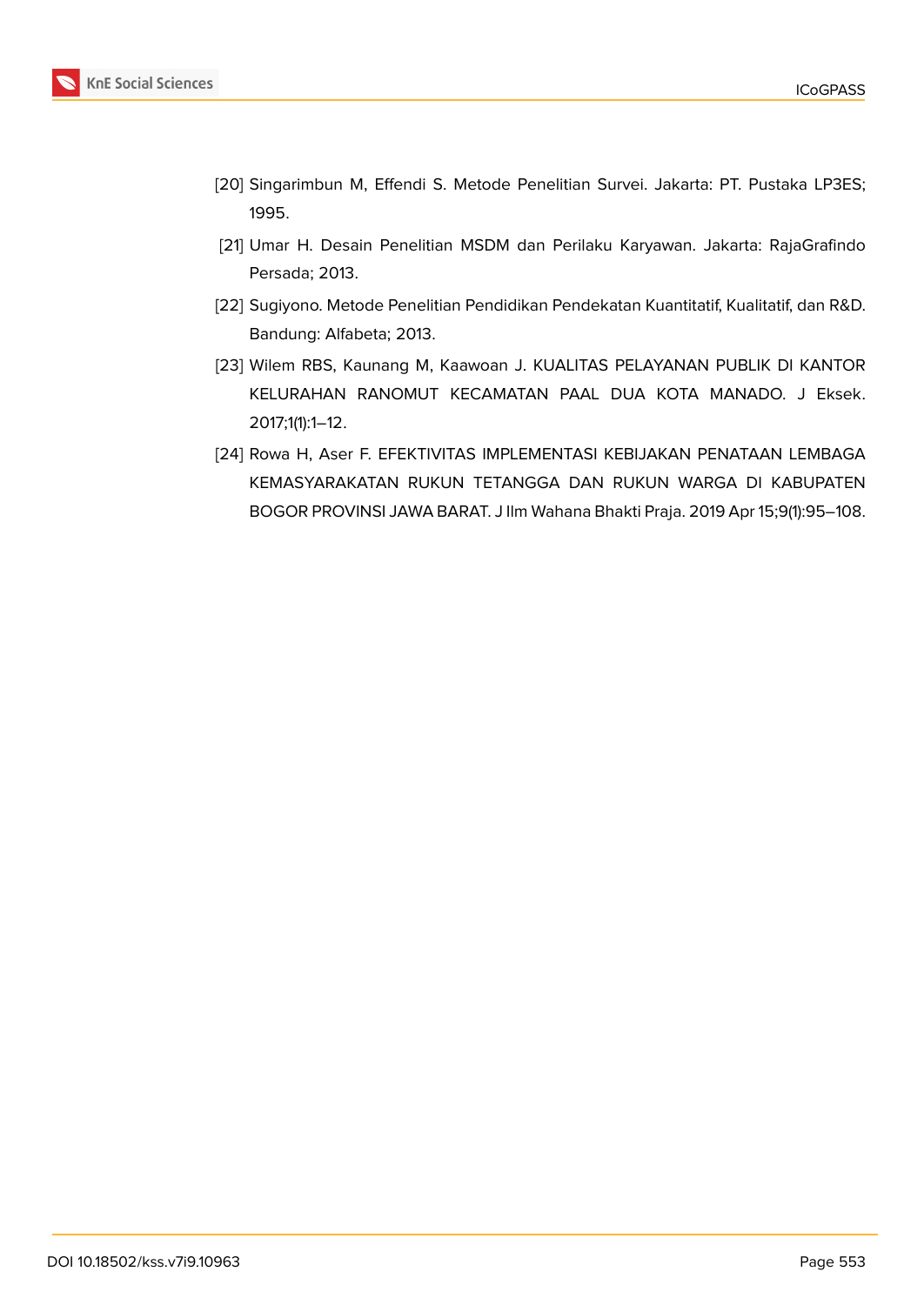[20] Singarimbun M, Effendi S. Metode Penelitian Survei. Jakarta: PT. Pustaka LP3ES; 1995.

[21] Umar H. Desain Penelitian MSDM dan Perilaku Karyawan. Jakarta: RajaGrafindo Persada; 2013.

[22] Sugiyono. Metode Penelitian Pendidikan Pendekatan Kuantitatif, Kualitatif, dan R&D. Bandung: Alfabeta; 2013.

[23] Wilem RBS, Kaunang M, Kaawoan J. KUALITAS PELAYANAN PUBLIK DI KANTOR KELURAHAN RANOMUT KECAMATAN PAAL DUA KOTA MANADO. J Eksek. 2017;1(1):1–12.

[24] Rowa H, Aser F. EFEKTIVITAS IMPLEMENTASI KEBIJAKAN PENATAAN LEMBAGA KEMASYARAKATAN RUKUN TETANGGA DAN RUKUN WARGA DI KABUPATEN BOGOR PROVINSI JAWA BARAT. J Ilm Wahana Bhakti Praja. 2019 Apr 15;9(1):95–108.